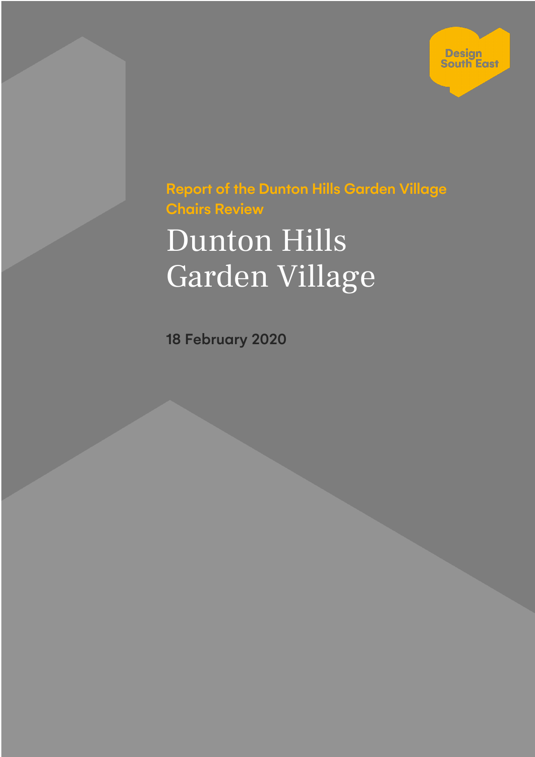Design South East

Report of the Dunton Hills Garden Village Chairs Review

# Dunton Hills Garden Village

**18 February 2020**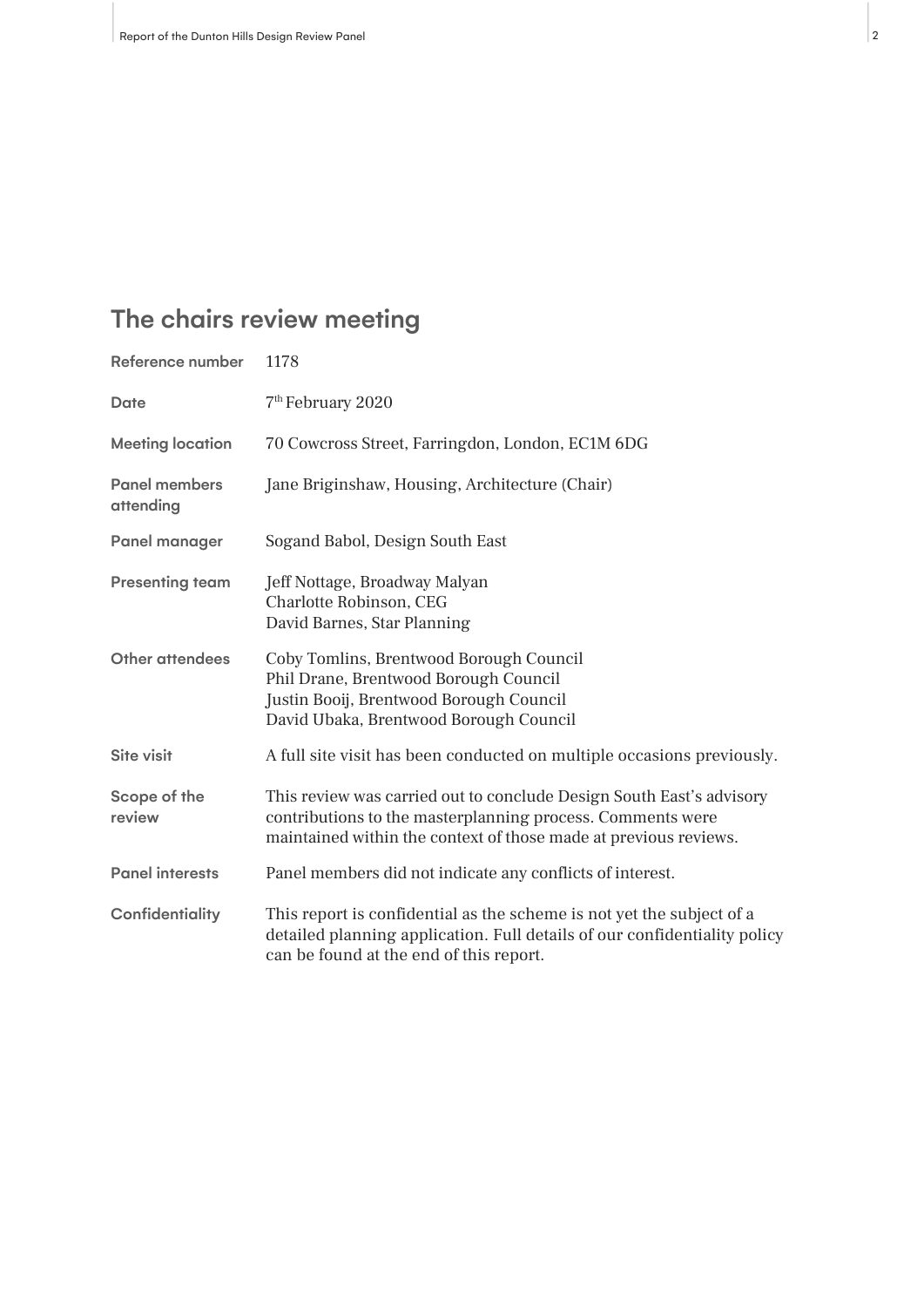# The chairs review meeting

| | |
|---|---|
| **Reference number** | 1178 |
| **Date** | 7th February 2020 |
| **Meeting location** | 70 Cowcross Street, Farringdon, London, EC1M 6DG |
| **Panel members attending** | Jane Briginshaw, Housing, Architecture (Chair) |
| **Panel manager** | Sogand Babol, Design South East |
| **Presenting team** | Jeff Nottage, Broadway Malyan<br>Charlotte Robinson, CEG<br>David Barnes, Star Planning |
| **Other attendees** | Coby Tomlins, Brentwood Borough Council<br>Phil Drane, Brentwood Borough Council<br>Justin Booij, Brentwood Borough Council<br>David Ubaka, Brentwood Borough Council |
| **Site visit** | A full site visit has been conducted on multiple occasions previously. |
| **Scope of the review** | This review was carried out to conclude Design South East's advisory contributions to the masterplanning process. Comments were maintained within the context of those made at previous reviews. |
| **Panel interests** | Panel members did not indicate any conflicts of interest. |
| **Confidentiality** | This report is confidential as the scheme is not yet the subject of a detailed planning application. Full details of our confidentiality policy can be found at the end of this report. |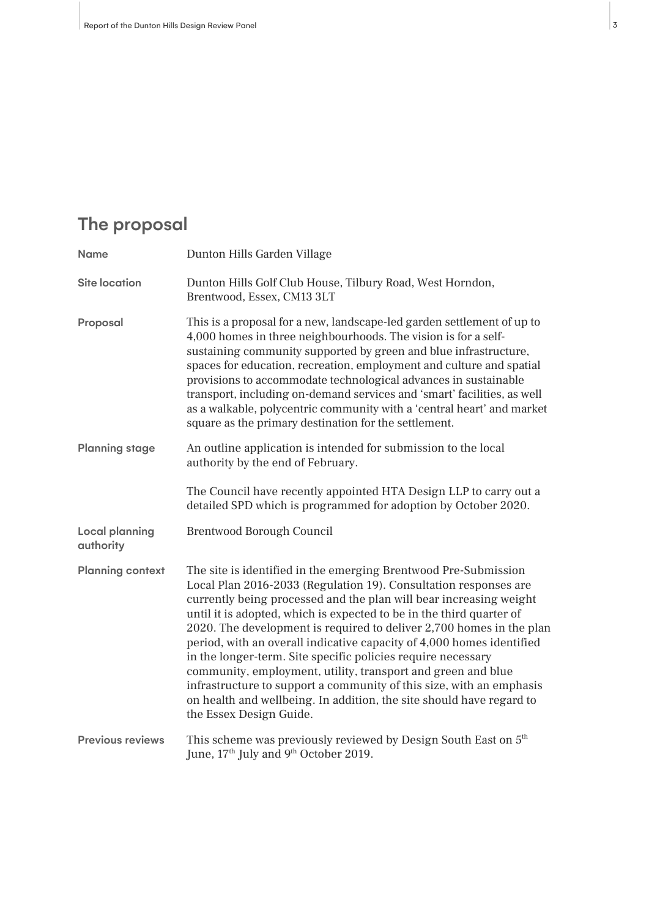## The proposal

| | |
|---|---|
| **Name** | Dunton Hills Garden Village |
| **Site location** | Dunton Hills Golf Club House, Tilbury Road, West Horndon, Brentwood, Essex, CM13 3LT |
| **Proposal** | This is a proposal for a new, landscape-led garden settlement of up to 4,000 homes in three neighbourhoods. The vision is for a self-sustaining community supported by green and blue infrastructure, spaces for education, recreation, employment and culture and spatial provisions to accommodate technological advances in sustainable transport, including on-demand services and 'smart' facilities, as well as a walkable, polycentric community with a 'central heart' and market square as the primary destination for the settlement. |
| **Planning stage** | An outline application is intended for submission to the local authority by the end of February.<br><br>The Council have recently appointed HTA Design LLP to carry out a detailed SPD which is programmed for adoption by October 2020. |
| **Local planning authority** | Brentwood Borough Council |
| **Planning context** | The site is identified in the emerging Brentwood Pre-Submission Local Plan 2016-2033 (Regulation 19). Consultation responses are currently being processed and the plan will bear increasing weight until it is adopted, which is expected to be in the third quarter of 2020. The development is required to deliver 2,700 homes in the plan period, with an overall indicative capacity of 4,000 homes identified in the longer-term. Site specific policies require necessary community, employment, utility, transport and green and blue infrastructure to support a community of this size, with an emphasis on health and wellbeing. In addition, the site should have regard to the Essex Design Guide. |
| **Previous reviews** | This scheme was previously reviewed by Design South East on 5th June, 17th July and 9th October 2019. |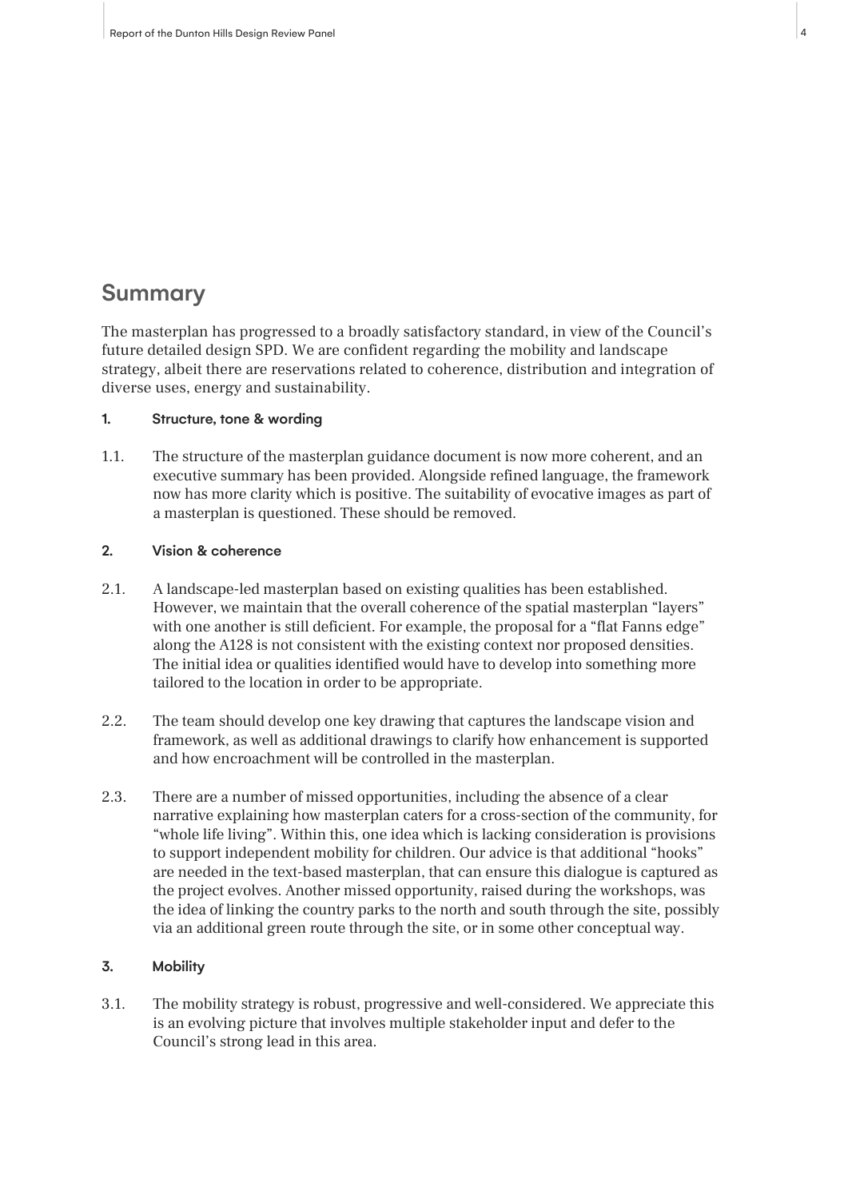## Summary

The masterplan has progressed to a broadly satisfactory standard, in view of the Council's future detailed design SPD. We are confident regarding the mobility and landscape strategy, albeit there are reservations related to coherence, distribution and integration of diverse uses, energy and sustainability.

### 1. Structure, tone & wording

1.1. The structure of the masterplan guidance document is now more coherent, and an executive summary has been provided. Alongside refined language, the framework now has more clarity which is positive. The suitability of evocative images as part of a masterplan is questioned. These should be removed.

### 2. Vision & coherence

2.1. A landscape-led masterplan based on existing qualities has been established. However, we maintain that the overall coherence of the spatial masterplan "layers" with one another is still deficient. For example, the proposal for a "flat Fanns edge" along the A128 is not consistent with the existing context nor proposed densities. The initial idea or qualities identified would have to develop into something more tailored to the location in order to be appropriate.

2.2. The team should develop one key drawing that captures the landscape vision and framework, as well as additional drawings to clarify how enhancement is supported and how encroachment will be controlled in the masterplan.

2.3. There are a number of missed opportunities, including the absence of a clear narrative explaining how masterplan caters for a cross-section of the community, for "whole life living". Within this, one idea which is lacking consideration is provisions to support independent mobility for children. Our advice is that additional "hooks" are needed in the text-based masterplan, that can ensure this dialogue is captured as the project evolves. Another missed opportunity, raised during the workshops, was the idea of linking the country parks to the north and south through the site, possibly via an additional green route through the site, or in some other conceptual way.

### 3. Mobility

3.1. The mobility strategy is robust, progressive and well-considered. We appreciate this is an evolving picture that involves multiple stakeholder input and defer to the Council's strong lead in this area.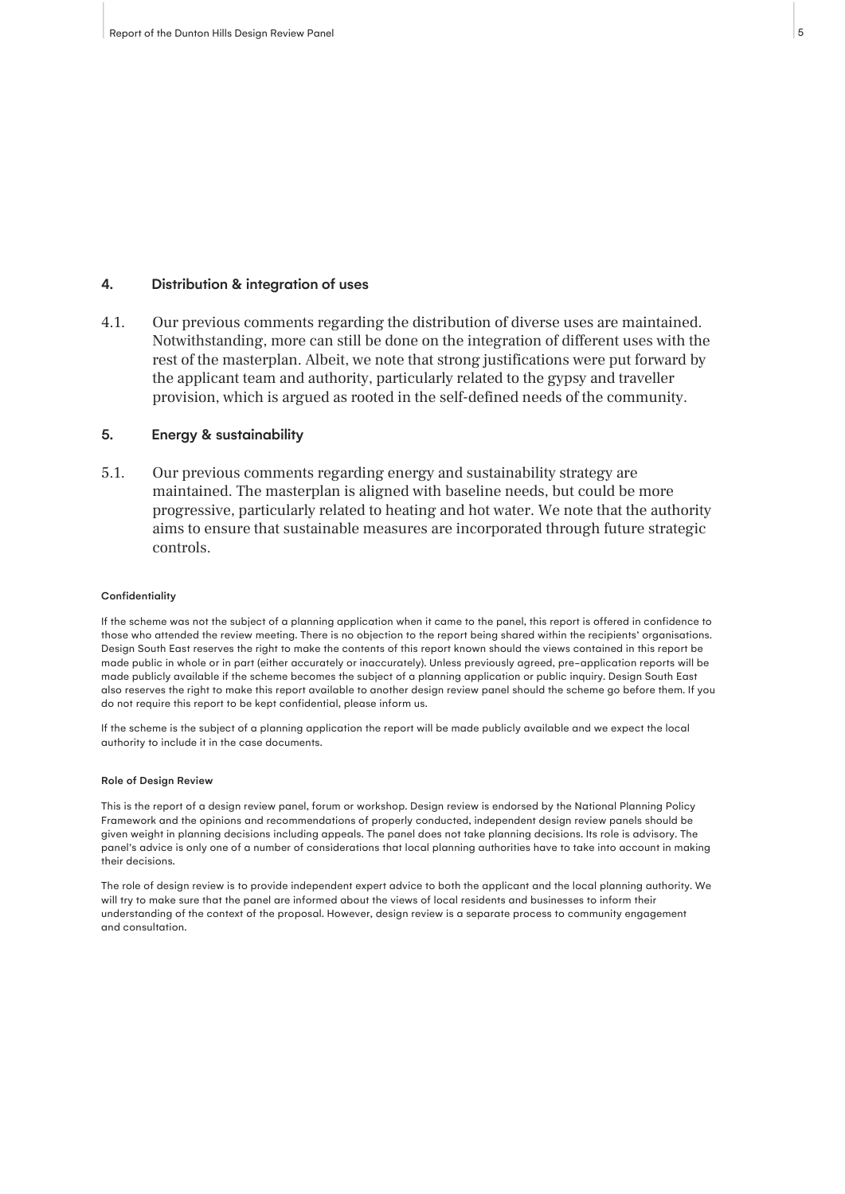## 4. Distribution & integration of uses

4.1. Our previous comments regarding the distribution of diverse uses are maintained. Notwithstanding, more can still be done on the integration of different uses with the rest of the masterplan. Albeit, we note that strong justifications were put forward by the applicant team and authority, particularly related to the gypsy and traveller provision, which is argued as rooted in the self-defined needs of the community.

## 5. Energy & sustainability

5.1. Our previous comments regarding energy and sustainability strategy are maintained. The masterplan is aligned with baseline needs, but could be more progressive, particularly related to heating and hot water. We note that the authority aims to ensure that sustainable measures are incorporated through future strategic controls.

#### Confidentiality

If the scheme was not the subject of a planning application when it came to the panel, this report is offered in confidence to those who attended the review meeting. There is no objection to the report being shared within the recipients' organisations. Design South East reserves the right to make the contents of this report known should the views contained in this report be made public in whole or in part (either accurately or inaccurately). Unless previously agreed, pre-application reports will be made publicly available if the scheme becomes the subject of a planning application or public inquiry. Design South East also reserves the right to make this report available to another design review panel should the scheme go before them. If you do not require this report to be kept confidential, please inform us.

If the scheme is the subject of a planning application the report will be made publicly available and we expect the local authority to include it in the case documents.

#### Role of Design Review

This is the report of a design review panel, forum or workshop. Design review is endorsed by the National Planning Policy Framework and the opinions and recommendations of properly conducted, independent design review panels should be given weight in planning decisions including appeals. The panel does not take planning decisions. Its role is advisory. The panel's advice is only one of a number of considerations that local planning authorities have to take into account in making their decisions.

The role of design review is to provide independent expert advice to both the applicant and the local planning authority. We will try to make sure that the panel are informed about the views of local residents and businesses to inform their understanding of the context of the proposal. However, design review is a separate process to community engagement and consultation.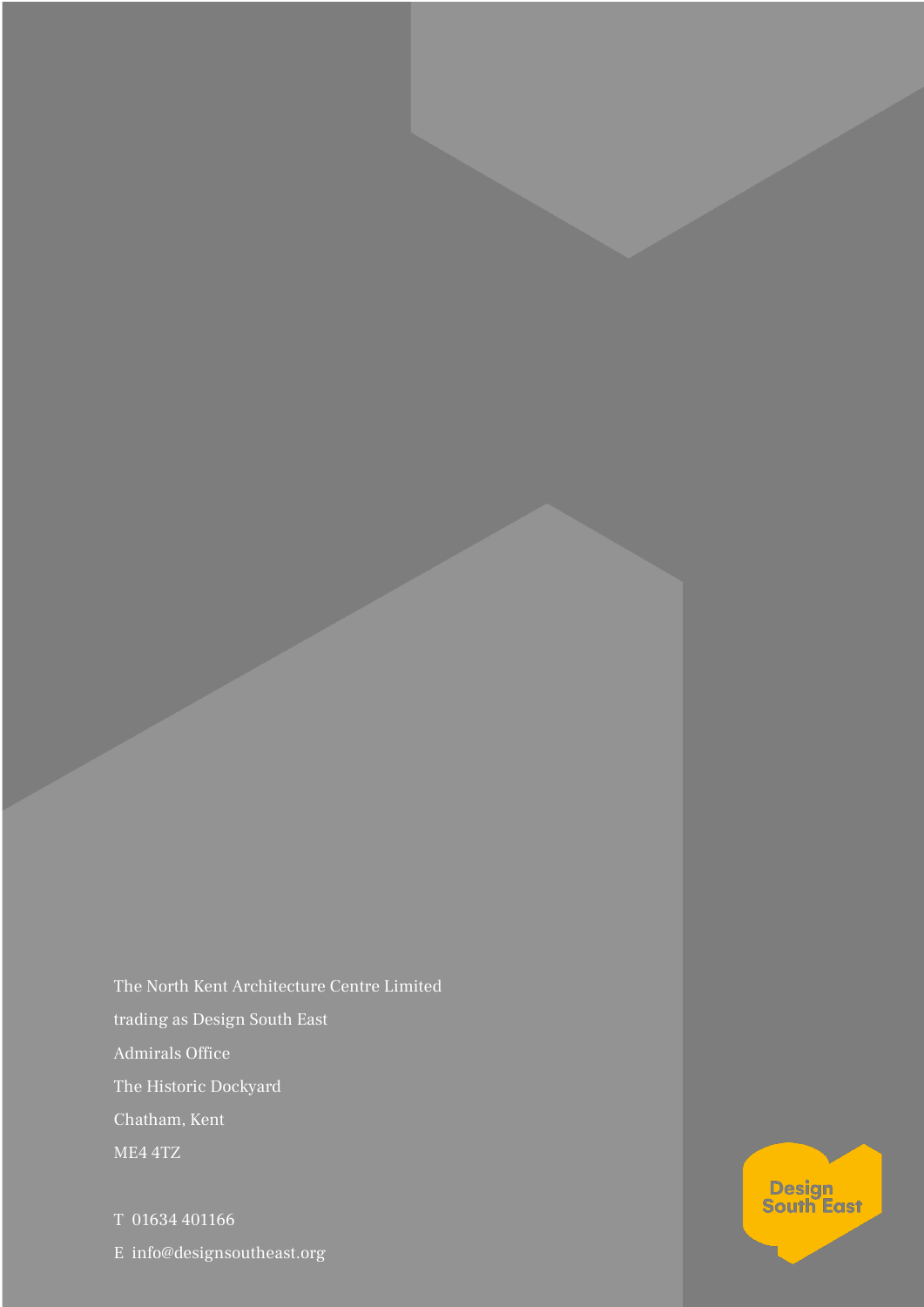The North Kent Architecture Centre Limited

trading as Design South East

Admirals Office

The Historic Dockyard

Chatham, Kent

ME4 4TZ

T 01634 401166

E info@designsoutheast.org

Design South East